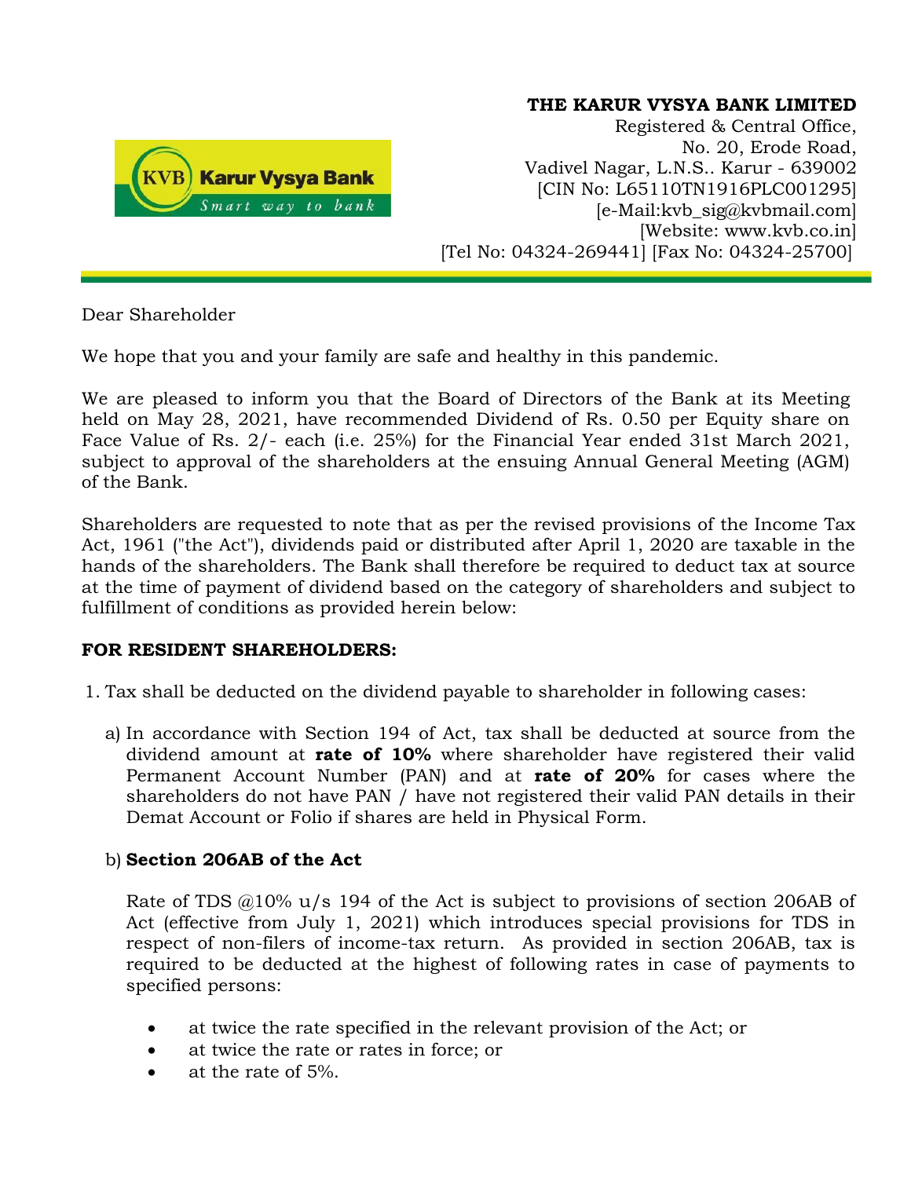**THE KARUR VYSYA BANK LIMITED**
Registered & Central Office,
No. 20, Erode Road,
Vadivel Nagar, L.N.S.. Karur - 639002
[CIN No: L65110TN1916PLC001295]
[e-Mail:kvb_sig@kvbmail.com]
[Website: www.kvb.co.in]
[Tel No: 04324-269441] [Fax No: 04324-25700]

Dear Shareholder

We hope that you and your family are safe and healthy in this pandemic.

We are pleased to inform you that the Board of Directors of the Bank at its Meeting held on May 28, 2021, have recommended Dividend of Rs. 0.50 per Equity share on Face Value of Rs. 2/- each (i.e. 25%) for the Financial Year ended 31st March 2021, subject to approval of the shareholders at the ensuing Annual General Meeting (AGM) of the Bank.

Shareholders are requested to note that as per the revised provisions of the Income Tax Act, 1961 ("the Act"), dividends paid or distributed after April 1, 2020 are taxable in the hands of the shareholders. The Bank shall therefore be required to deduct tax at source at the time of payment of dividend based on the category of shareholders and subject to fulfillment of conditions as provided herein below:

**FOR RESIDENT SHAREHOLDERS:**

1. Tax shall be deducted on the dividend payable to shareholder in following cases:

   a) In accordance with Section 194 of Act, tax shall be deducted at source from the dividend amount at **rate of 10%** where shareholder have registered their valid Permanent Account Number (PAN) and at **rate of 20%** for cases where the shareholders do not have PAN / have not registered their valid PAN details in their Demat Account or Folio if shares are held in Physical Form.

   b) **Section 206AB of the Act**

      Rate of TDS @10% u/s 194 of the Act is subject to provisions of section 206AB of Act (effective from July 1, 2021) which introduces special provisions for TDS in respect of non-filers of income-tax return. As provided in section 206AB, tax is required to be deducted at the highest of following rates in case of payments to specified persons:

      - at twice the rate specified in the relevant provision of the Act; or
      - at twice the rate or rates in force; or
      - at the rate of 5%.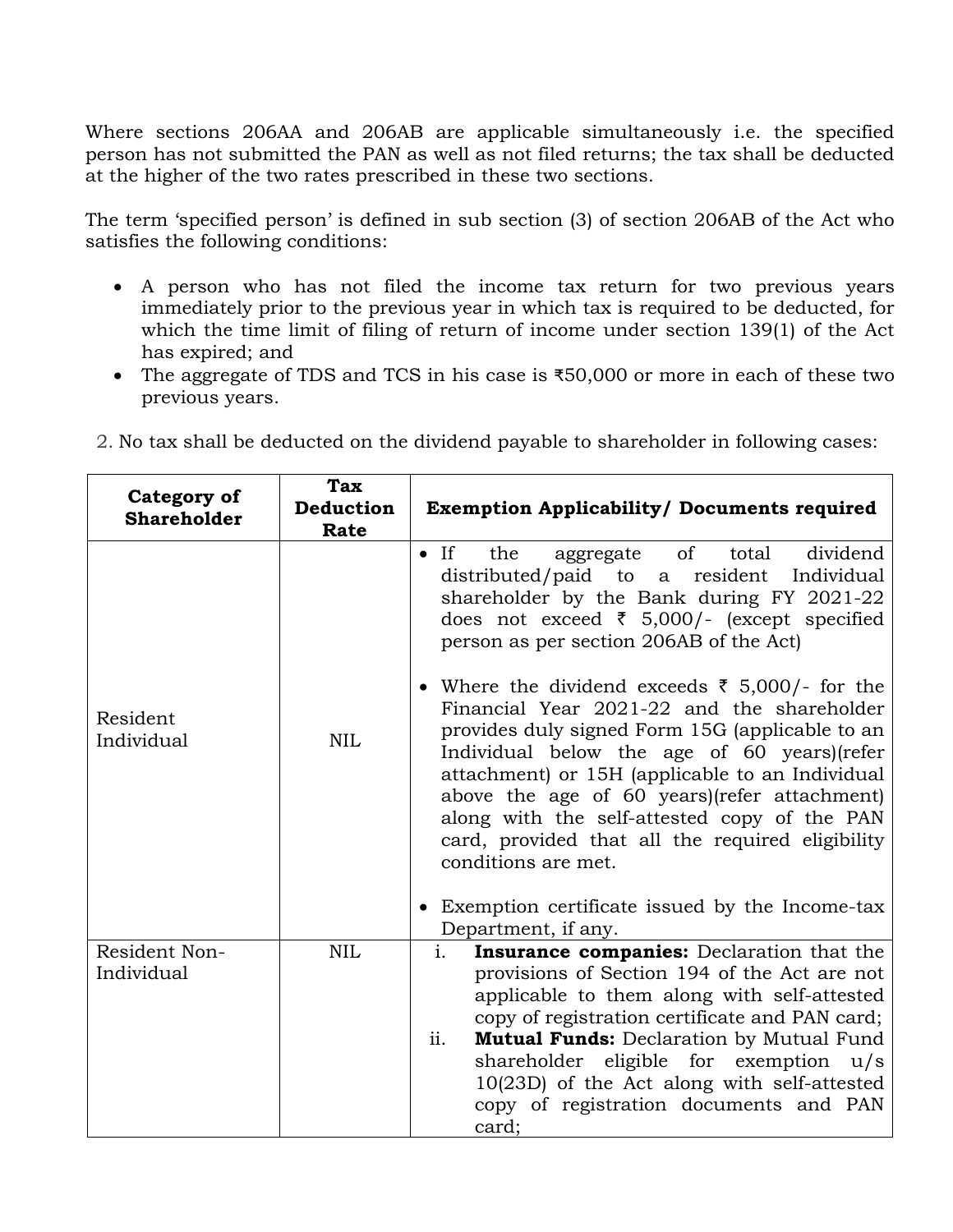Where sections 206AA and 206AB are applicable simultaneously i.e. the specified person has not submitted the PAN as well as not filed returns; the tax shall be deducted at the higher of the two rates prescribed in these two sections.

The term 'specified person' is defined in sub section (3) of section 206AB of the Act who satisfies the following conditions:

- A person who has not filed the income tax return for two previous years immediately prior to the previous year in which tax is required to be deducted, for which the time limit of filing of return of income under section 139(1) of the Act has expired; and
- The aggregate of TDS and TCS in his case is ₹50,000 or more in each of these two previous years.

2. No tax shall be deducted on the dividend payable to shareholder in following cases:

| Category of Shareholder | Tax Deduction Rate | Exemption Applicability/ Documents required |
|---|---|---|
| Resident Individual | NIL | • If the aggregate of total dividend distributed/paid to a resident Individual shareholder by the Bank during FY 2021-22 does not exceed ₹ 5,000/- (except specified person as per section 206AB of the Act)<br><br>• Where the dividend exceeds ₹ 5,000/- for the Financial Year 2021-22 and the shareholder provides duly signed Form 15G (applicable to an Individual below the age of 60 years)(refer attachment) or 15H (applicable to an Individual above the age of 60 years)(refer attachment) along with the self-attested copy of the PAN card, provided that all the required eligibility conditions are met.<br><br>• Exemption certificate issued by the Income-tax Department, if any. |
| Resident Non-Individual | NIL | i. **Insurance companies:** Declaration that the provisions of Section 194 of the Act are not applicable to them along with self-attested copy of registration certificate and PAN card;<br>ii. **Mutual Funds:** Declaration by Mutual Fund shareholder eligible for exemption u/s 10(23D) of the Act along with self-attested copy of registration documents and PAN card; |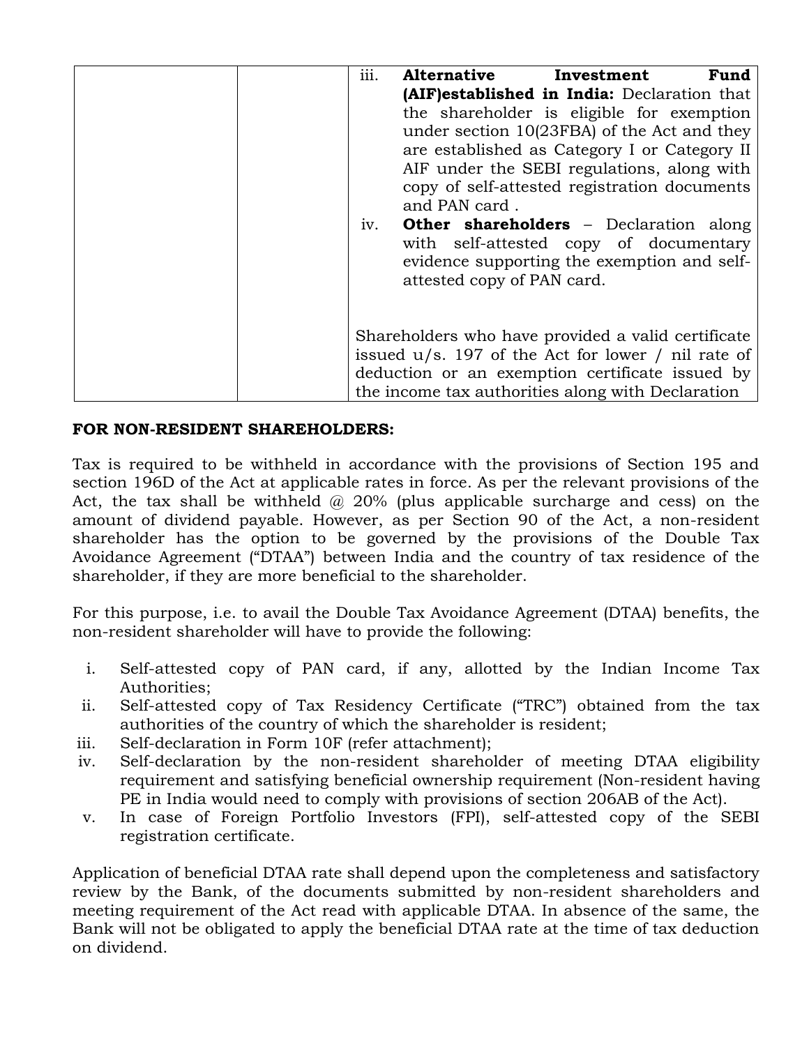| | | iii. **Alternative Investment Fund (AIF)established in India:** Declaration that the shareholder is eligible for exemption under section 10(23FBA) of the Act and they are established as Category I or Category II AIF under the SEBI regulations, along with copy of self-attested registration documents and PAN card .<br>iv. **Other shareholders** – Declaration along with self-attested copy of documentary evidence supporting the exemption and self-attested copy of PAN card.<br><br>Shareholders who have provided a valid certificate issued u/s. 197 of the Act for lower / nil rate of deduction or an exemption certificate issued by the income tax authorities along with Declaration |
|---|---|---|

**FOR NON-RESIDENT SHAREHOLDERS:**

Tax is required to be withheld in accordance with the provisions of Section 195 and section 196D of the Act at applicable rates in force. As per the relevant provisions of the Act, the tax shall be withheld @ 20% (plus applicable surcharge and cess) on the amount of dividend payable. However, as per Section 90 of the Act, a non-resident shareholder has the option to be governed by the provisions of the Double Tax Avoidance Agreement ("DTAA") between India and the country of tax residence of the shareholder, if they are more beneficial to the shareholder.

For this purpose, i.e. to avail the Double Tax Avoidance Agreement (DTAA) benefits, the non-resident shareholder will have to provide the following:

i. Self-attested copy of PAN card, if any, allotted by the Indian Income Tax Authorities;
ii. Self-attested copy of Tax Residency Certificate ("TRC") obtained from the tax authorities of the country of which the shareholder is resident;
iii. Self-declaration in Form 10F (refer attachment);
iv. Self-declaration by the non-resident shareholder of meeting DTAA eligibility requirement and satisfying beneficial ownership requirement (Non-resident having PE in India would need to comply with provisions of section 206AB of the Act).
v. In case of Foreign Portfolio Investors (FPI), self-attested copy of the SEBI registration certificate.

Application of beneficial DTAA rate shall depend upon the completeness and satisfactory review by the Bank, of the documents submitted by non-resident shareholders and meeting requirement of the Act read with applicable DTAA. In absence of the same, the Bank will not be obligated to apply the beneficial DTAA rate at the time of tax deduction on dividend.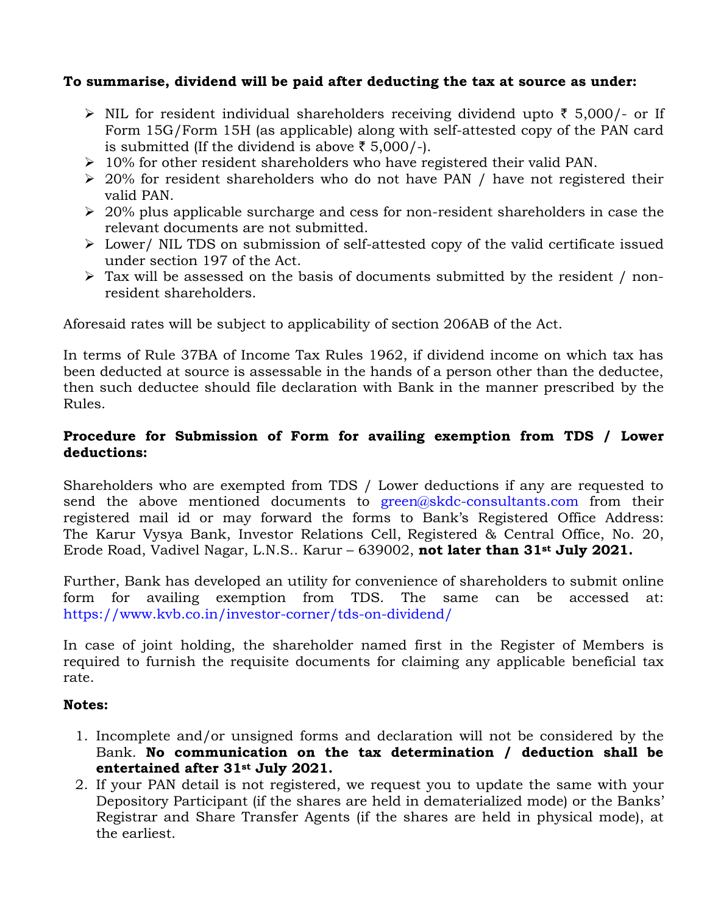**To summarise, dividend will be paid after deducting the tax at source as under:**

- NIL for resident individual shareholders receiving dividend upto ₹ 5,000/- or If Form 15G/Form 15H (as applicable) along with self-attested copy of the PAN card is submitted (If the dividend is above ₹ 5,000/-).
- 10% for other resident shareholders who have registered their valid PAN.
- 20% for resident shareholders who do not have PAN / have not registered their valid PAN.
- 20% plus applicable surcharge and cess for non-resident shareholders in case the relevant documents are not submitted.
- Lower/ NIL TDS on submission of self-attested copy of the valid certificate issued under section 197 of the Act.
- Tax will be assessed on the basis of documents submitted by the resident / non-resident shareholders.

Aforesaid rates will be subject to applicability of section 206AB of the Act.

In terms of Rule 37BA of Income Tax Rules 1962, if dividend income on which tax has been deducted at source is assessable in the hands of a person other than the deductee, then such deductee should file declaration with Bank in the manner prescribed by the Rules.

**Procedure for Submission of Form for availing exemption from TDS / Lower deductions:**

Shareholders who are exempted from TDS / Lower deductions if any are requested to send the above mentioned documents to green@skdc-consultants.com from their registered mail id or may forward the forms to Bank's Registered Office Address: The Karur Vysya Bank, Investor Relations Cell, Registered & Central Office, No. 20, Erode Road, Vadivel Nagar, L.N.S.. Karur – 639002, **not later than 31st July 2021.**

Further, Bank has developed an utility for convenience of shareholders to submit online form for availing exemption from TDS. The same can be accessed at: https://www.kvb.co.in/investor-corner/tds-on-dividend/

In case of joint holding, the shareholder named first in the Register of Members is required to furnish the requisite documents for claiming any applicable beneficial tax rate.

**Notes:**

1. Incomplete and/or unsigned forms and declaration will not be considered by the Bank. **No communication on the tax determination / deduction shall be entertained after 31st July 2021.**
2. If your PAN detail is not registered, we request you to update the same with your Depository Participant (if the shares are held in dematerialized mode) or the Banks' Registrar and Share Transfer Agents (if the shares are held in physical mode), at the earliest.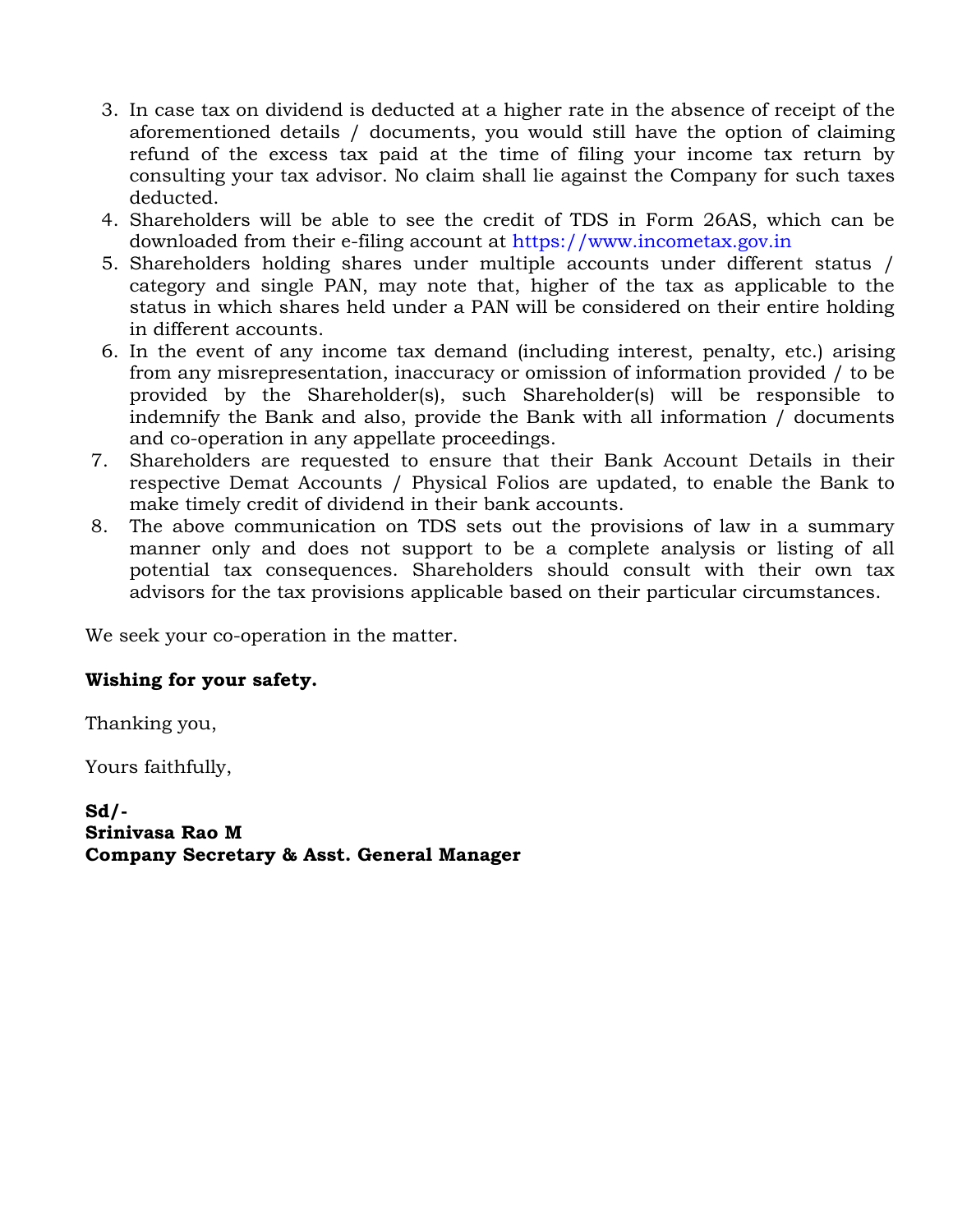3. In case tax on dividend is deducted at a higher rate in the absence of receipt of the aforementioned details / documents, you would still have the option of claiming refund of the excess tax paid at the time of filing your income tax return by consulting your tax advisor. No claim shall lie against the Company for such taxes deducted.
4. Shareholders will be able to see the credit of TDS in Form 26AS, which can be downloaded from their e-filing account at https://www.incometax.gov.in
5. Shareholders holding shares under multiple accounts under different status / category and single PAN, may note that, higher of the tax as applicable to the status in which shares held under a PAN will be considered on their entire holding in different accounts.
6. In the event of any income tax demand (including interest, penalty, etc.) arising from any misrepresentation, inaccuracy or omission of information provided / to be provided by the Shareholder(s), such Shareholder(s) will be responsible to indemnify the Bank and also, provide the Bank with all information / documents and co-operation in any appellate proceedings.
7. Shareholders are requested to ensure that their Bank Account Details in their respective Demat Accounts / Physical Folios are updated, to enable the Bank to make timely credit of dividend in their bank accounts.
8. The above communication on TDS sets out the provisions of law in a summary manner only and does not support to be a complete analysis or listing of all potential tax consequences. Shareholders should consult with their own tax advisors for the tax provisions applicable based on their particular circumstances.

We seek your co-operation in the matter.

**Wishing for your safety.**

Thanking you,

Yours faithfully,

**Sd/-**
**Srinivasa Rao M**
**Company Secretary & Asst. General Manager**